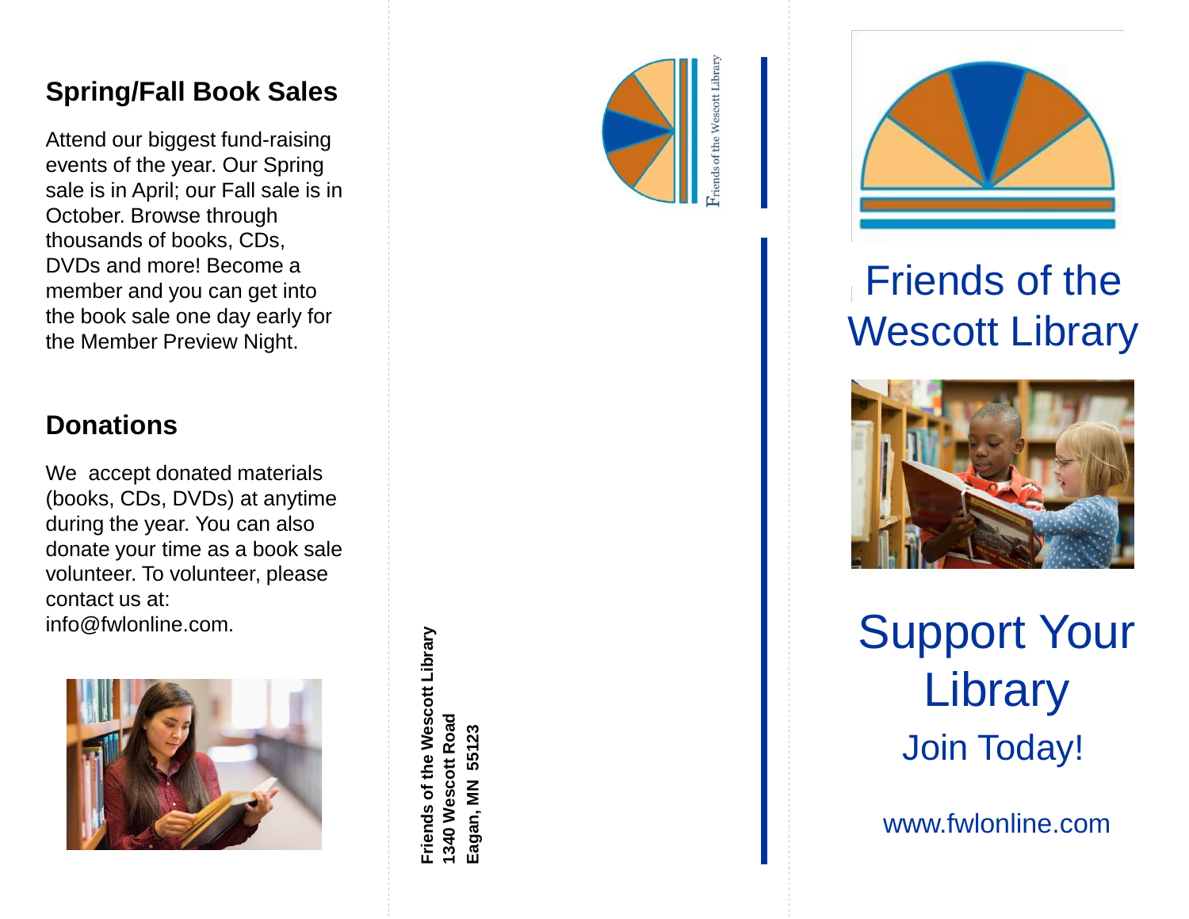## Spring/Fall Book Sales

Attend our biggest fund-raising events of the year. Our Spring sale is in April; our Fall sale is in October. Browse through thousands of books, CDs, DVDs and more! Become a member and you can get into the book sale one day early for the Member Preview Night.

## Donations

We accept donated materials (books, CDs, DVDs) at anytime during the year. You can also donate your time as a book sale volunteer. To volunteer, please contact us at: info@fwlonline.com.

**Friends of the Wescott Library**
**1340 Wescott Road**
**Eagan, MN 55123**

Friends of the Wescott Library

# Friends of the Wescott Library

# Support Your Library

## Join Today!

www.fwlonline.com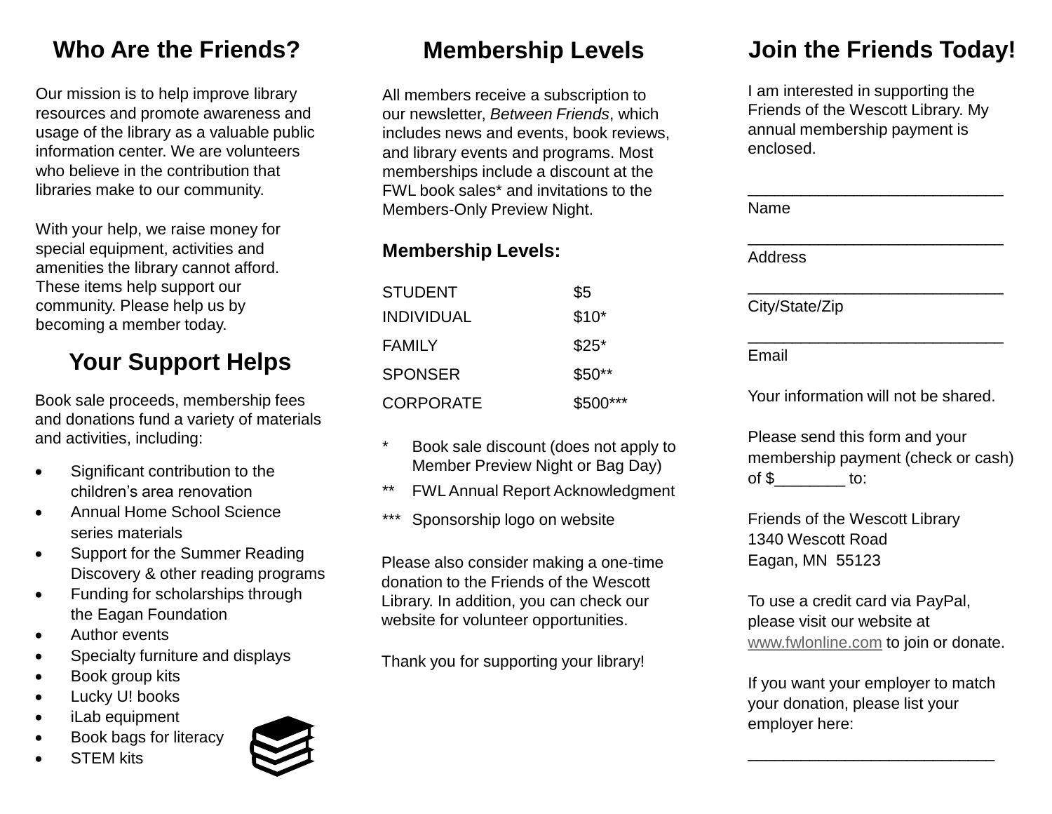## Who Are the Friends?

Our mission is to help improve library resources and promote awareness and usage of the library as a valuable public information center. We are volunteers who believe in the contribution that libraries make to our community.

With your help, we raise money for special equipment, activities and amenities the library cannot afford. These items help support our community. Please help us by becoming a member today.

## Your Support Helps

Book sale proceeds, membership fees and donations fund a variety of materials and activities, including:

- Significant contribution to the children's area renovation
- Annual Home School Science series materials
- Support for the Summer Reading Discovery & other reading programs
- Funding for scholarships through the Eagan Foundation
- Author events
- Specialty furniture and displays
- Book group kits
- Lucky U! books
- iLab equipment
- Book bags for literacy
- STEM kits

## Membership Levels

All members receive a subscription to our newsletter, *Between Friends*, which includes news and events, book reviews, and library events and programs. Most memberships include a discount at the FWL book sales* and invitations to the Members-Only Preview Night.

### Membership Levels:

| | |
|---|---|
| STUDENT | $5 |
| INDIVIDUAL | $10* |
| FAMILY | $25* |
| SPONSER | $50** |
| CORPORATE | $500*** |

\* Book sale discount (does not apply to Member Preview Night or Bag Day)

** FWL Annual Report Acknowledgment

*** Sponsorship logo on website

Please also consider making a one-time donation to the Friends of the Wescott Library. In addition, you can check our website for volunteer opportunities.

Thank you for supporting your library!

## Join the Friends Today!

I am interested in supporting the Friends of the Wescott Library. My annual membership payment is enclosed.

______________________________
Name

______________________________
Address

______________________________
City/State/Zip

______________________________
Email

Your information will not be shared.

Please send this form and your membership payment (check or cash) of $________ to:

Friends of the Wescott Library
1340 Wescott Road
Eagan, MN 55123

To use a credit card via PayPal, please visit our website at www.fwlonline.com to join or donate.

If you want your employer to match your donation, please list your employer here:

____________________________